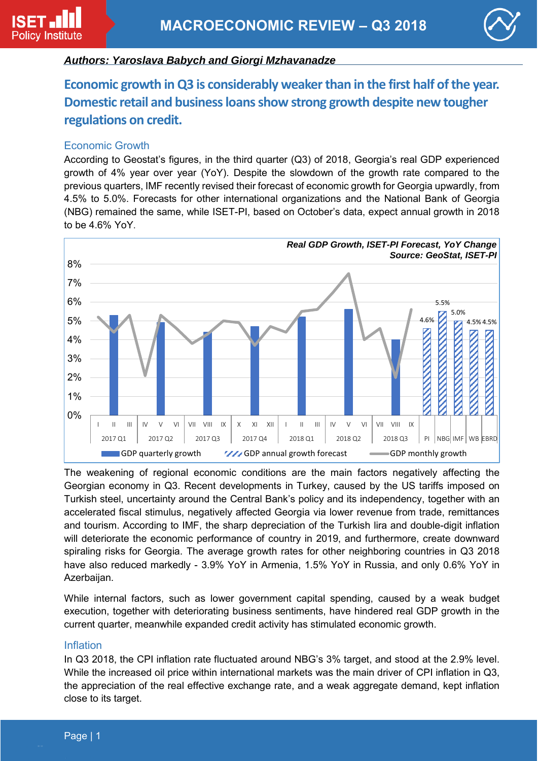# MACROECONOMIC REVIEW – Q3 2018

***Authors: Yaroslava Babych and Giorgi Mzhavanadze***

## Economic growth in Q3 is considerably weaker than in the first half of the year. Domestic retail and business loans show strong growth despite new tougher regulations on credit.

### Economic Growth

According to Geostat's figures, in the third quarter (Q3) of 2018, Georgia's real GDP experienced growth of 4% year over year (YoY). Despite the slowdown of the growth rate compared to the previous quarters, IMF recently revised their forecast of economic growth for Georgia upwardly, from 4.5% to 5.0%. Forecasts for other international organizations and the National Bank of Georgia (NBG) remained the same, while ISET-PI, based on October's data, expect annual growth in 2018 to be 4.6% YoY.

***Real GDP Growth, ISET-PI Forecast, YoY Change***
***Source: GeoStat, ISET-PI***

The weakening of regional economic conditions are the main factors negatively affecting the Georgian economy in Q3. Recent developments in Turkey, caused by the US tariffs imposed on Turkish steel, uncertainty around the Central Bank's policy and its independency, together with an accelerated fiscal stimulus, negatively affected Georgia via lower revenue from trade, remittances and tourism. According to IMF, the sharp depreciation of the Turkish lira and double-digit inflation will deteriorate the economic performance of country in 2019, and furthermore, create downward spiraling risks for Georgia. The average growth rates for other neighboring countries in Q3 2018 have also reduced markedly - 3.9% YoY in Armenia, 1.5% YoY in Russia, and only 0.6% YoY in Azerbaijan.

While internal factors, such as lower government capital spending, caused by a weak budget execution, together with deteriorating business sentiments, have hindered real GDP growth in the current quarter, meanwhile expanded credit activity has stimulated economic growth.

### Inflation

In Q3 2018, the CPI inflation rate fluctuated around NBG's 3% target, and stood at the 2.9% level. While the increased oil price within international markets was the main driver of CPI inflation in Q3, the appreciation of the real effective exchange rate, and a weak aggregate demand, kept inflation close to its target.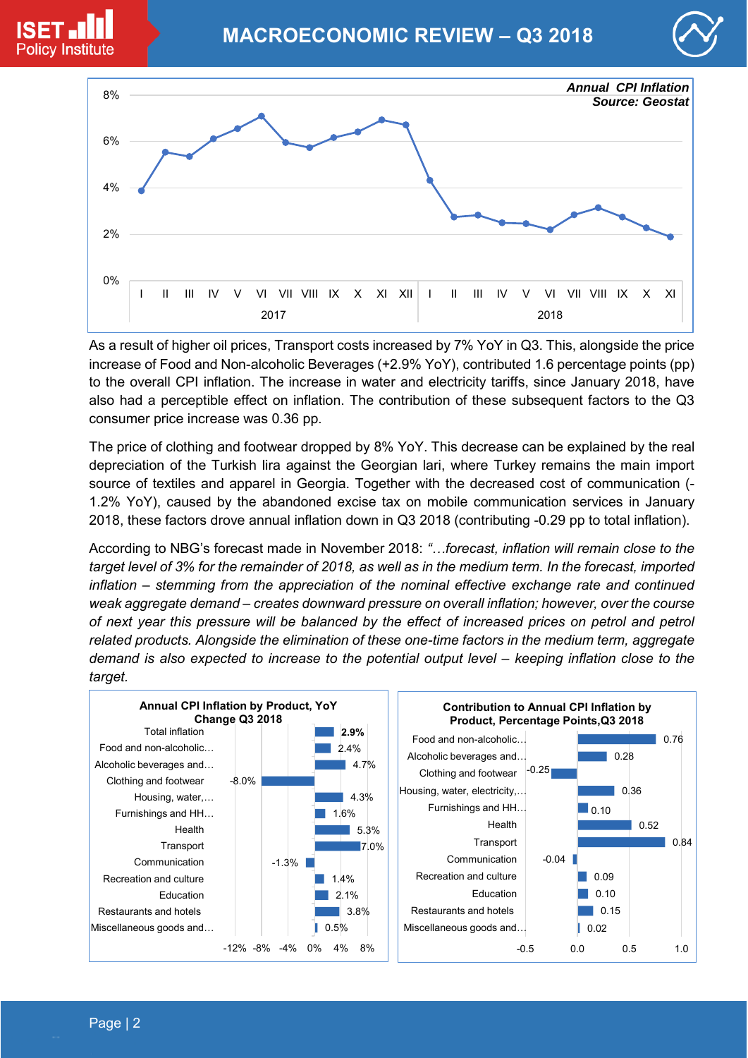**Annual CPI Inflation**
*Source: Geostat*

As a result of higher oil prices, Transport costs increased by 7% YoY in Q3. This, alongside the price increase of Food and Non-alcoholic Beverages (+2.9% YoY), contributed 1.6 percentage points (pp) to the overall CPI inflation. The increase in water and electricity tariffs, since January 2018, have also had a perceptible effect on inflation. The contribution of these subsequent factors to the Q3 consumer price increase was 0.36 pp.

The price of clothing and footwear dropped by 8% YoY. This decrease can be explained by the real depreciation of the Turkish lira against the Georgian lari, where Turkey remains the main import source of textiles and apparel in Georgia. Together with the decreased cost of communication (-1.2% YoY), caused by the abandoned excise tax on mobile communication services in January 2018, these factors drove annual inflation down in Q3 2018 (contributing -0.29 pp to total inflation).

According to NBG's forecast made in November 2018: *"…forecast, inflation will remain close to the target level of 3% for the remainder of 2018, as well as in the medium term. In the forecast, imported inflation – stemming from the appreciation of the nominal effective exchange rate and continued weak aggregate demand – creates downward pressure on overall inflation; however, over the course of next year this pressure will be balanced by the effect of increased prices on petrol and petrol related products. Alongside the elimination of these one-time factors in the medium term, aggregate demand is also expected to increase to the potential output level – keeping inflation close to the target.*

**Annual CPI Inflation by Product, YoY Change Q3 2018**

| Product | YoY Change |
|---|---|
| Total inflation | 2.9% |
| Food and non-alcoholic… | 2.4% |
| Alcoholic beverages and… | 4.7% |
| Clothing and footwear | -8.0% |
| Housing, water,… | 4.3% |
| Furnishings and HH… | 1.6% |
| Health | 5.3% |
| Transport | 7.0% |
| Communication | -1.3% |
| Recreation and culture | 1.4% |
| Education | 2.1% |
| Restaurants and hotels | 3.8% |
| Miscellaneous goods and… | 0.5% |

**Contribution to Annual CPI Inflation by Product, Percentage Points, Q3 2018**

| Product | Contribution (pp) |
|---|---|
| Food and non-alcoholic… | 0.76 |
| Alcoholic beverages and… | 0.28 |
| Clothing and footwear | -0.25 |
| Housing, water, electricity,… | 0.36 |
| Furnishings and HH… | 0.10 |
| Health | 0.52 |
| Transport | 0.84 |
| Communication | -0.04 |
| Recreation and culture | 0.09 |
| Education | 0.10 |
| Restaurants and hotels | 0.15 |
| Miscellaneous goods and… | 0.02 |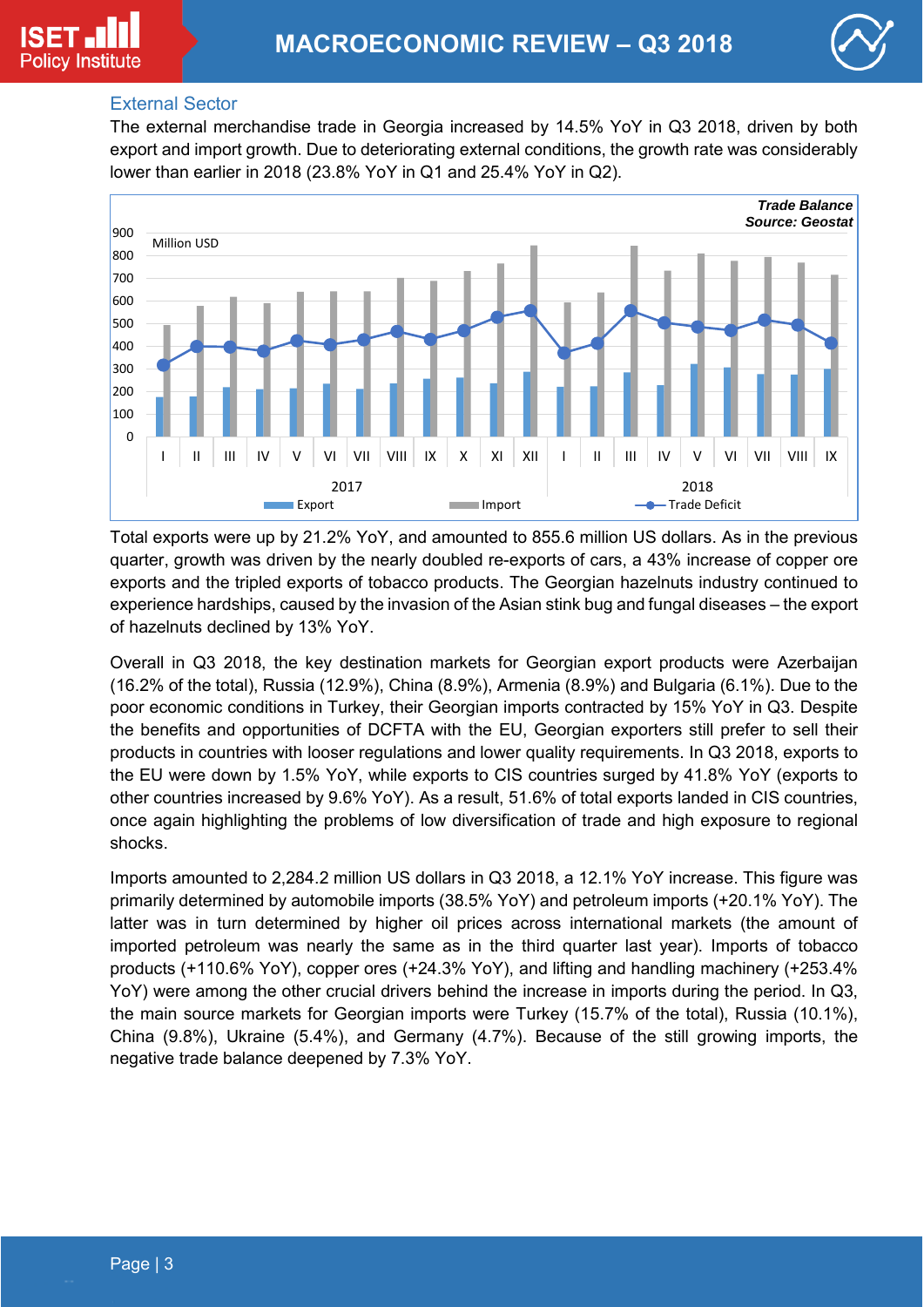## External Sector

The external merchandise trade in Georgia increased by 14.5% YoY in Q3 2018, driven by both export and import growth. Due to deteriorating external conditions, the growth rate was considerably lower than earlier in 2018 (23.8% YoY in Q1 and 25.4% YoY in Q2).

***Trade Balance***
***Source: Geostat***

Total exports were up by 21.2% YoY, and amounted to 855.6 million US dollars. As in the previous quarter, growth was driven by the nearly doubled re-exports of cars, a 43% increase of copper ore exports and the tripled exports of tobacco products. The Georgian hazelnuts industry continued to experience hardships, caused by the invasion of the Asian stink bug and fungal diseases – the export of hazelnuts declined by 13% YoY.

Overall in Q3 2018, the key destination markets for Georgian export products were Azerbaijan (16.2% of the total), Russia (12.9%), China (8.9%), Armenia (8.9%) and Bulgaria (6.1%). Due to the poor economic conditions in Turkey, their Georgian imports contracted by 15% YoY in Q3. Despite the benefits and opportunities of DCFTA with the EU, Georgian exporters still prefer to sell their products in countries with looser regulations and lower quality requirements. In Q3 2018, exports to the EU were down by 1.5% YoY, while exports to CIS countries surged by 41.8% YoY (exports to other countries increased by 9.6% YoY). As a result, 51.6% of total exports landed in CIS countries, once again highlighting the problems of low diversification of trade and high exposure to regional shocks.

Imports amounted to 2,284.2 million US dollars in Q3 2018, a 12.1% YoY increase. This figure was primarily determined by automobile imports (38.5% YoY) and petroleum imports (+20.1% YoY). The latter was in turn determined by higher oil prices across international markets (the amount of imported petroleum was nearly the same as in the third quarter last year). Imports of tobacco products (+110.6% YoY), copper ores (+24.3% YoY), and lifting and handling machinery (+253.4% YoY) were among the other crucial drivers behind the increase in imports during the period. In Q3, the main source markets for Georgian imports were Turkey (15.7% of the total), Russia (10.1%), China (9.8%), Ukraine (5.4%), and Germany (4.7%). Because of the still growing imports, the negative trade balance deepened by 7.3% YoY.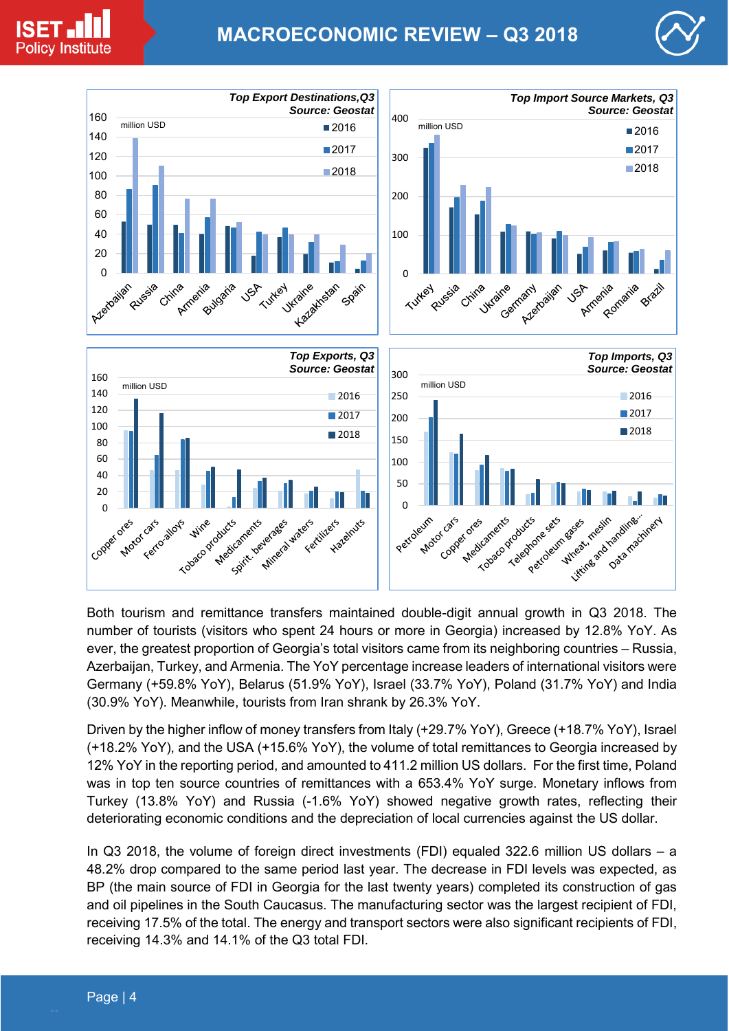Both tourism and remittance transfers maintained double-digit annual growth in Q3 2018. The number of tourists (visitors who spent 24 hours or more in Georgia) increased by 12.8% YoY. As ever, the greatest proportion of Georgia's total visitors came from its neighboring countries – Russia, Azerbaijan, Turkey, and Armenia. The YoY percentage increase leaders of international visitors were Germany (+59.8% YoY), Belarus (51.9% YoY), Israel (33.7% YoY), Poland (31.7% YoY) and India (30.9% YoY). Meanwhile, tourists from Iran shrank by 26.3% YoY.

Driven by the higher inflow of money transfers from Italy (+29.7% YoY), Greece (+18.7% YoY), Israel (+18.2% YoY), and the USA (+15.6% YoY), the volume of total remittances to Georgia increased by 12% YoY in the reporting period, and amounted to 411.2 million US dollars. For the first time, Poland was in top ten source countries of remittances with a 653.4% YoY surge. Monetary inflows from Turkey (13.8% YoY) and Russia (-1.6% YoY) showed negative growth rates, reflecting their deteriorating economic conditions and the depreciation of local currencies against the US dollar.

In Q3 2018, the volume of foreign direct investments (FDI) equaled 322.6 million US dollars – a 48.2% drop compared to the same period last year. The decrease in FDI levels was expected, as BP (the main source of FDI in Georgia for the last twenty years) completed its construction of gas and oil pipelines in the South Caucasus. The manufacturing sector was the largest recipient of FDI, receiving 17.5% of the total. The energy and transport sectors were also significant recipients of FDI, receiving 14.3% and 14.1% of the Q3 total FDI.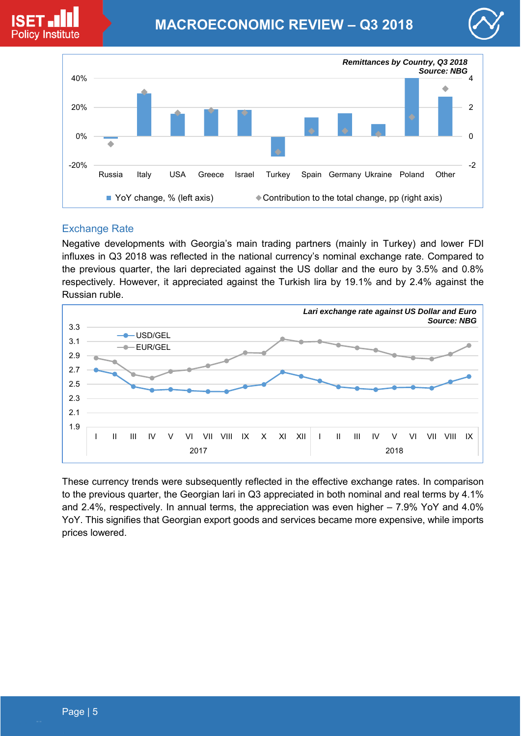Remittances by Country, Q3 2018
Source: NBG

## Exchange Rate

Negative developments with Georgia's main trading partners (mainly in Turkey) and lower FDI influxes in Q3 2018 was reflected in the national currency's nominal exchange rate. Compared to the previous quarter, the lari depreciated against the US dollar and the euro by 3.5% and 0.8% respectively. However, it appreciated against the Turkish lira by 19.1% and by 2.4% against the Russian ruble.

Lari exchange rate against US Dollar and Euro
Source: NBG

These currency trends were subsequently reflected in the effective exchange rates. In comparison to the previous quarter, the Georgian lari in Q3 appreciated in both nominal and real terms by 4.1% and 2.4%, respectively. In annual terms, the appreciation was even higher – 7.9% YoY and 4.0% YoY. This signifies that Georgian export goods and services became more expensive, while imports prices lowered.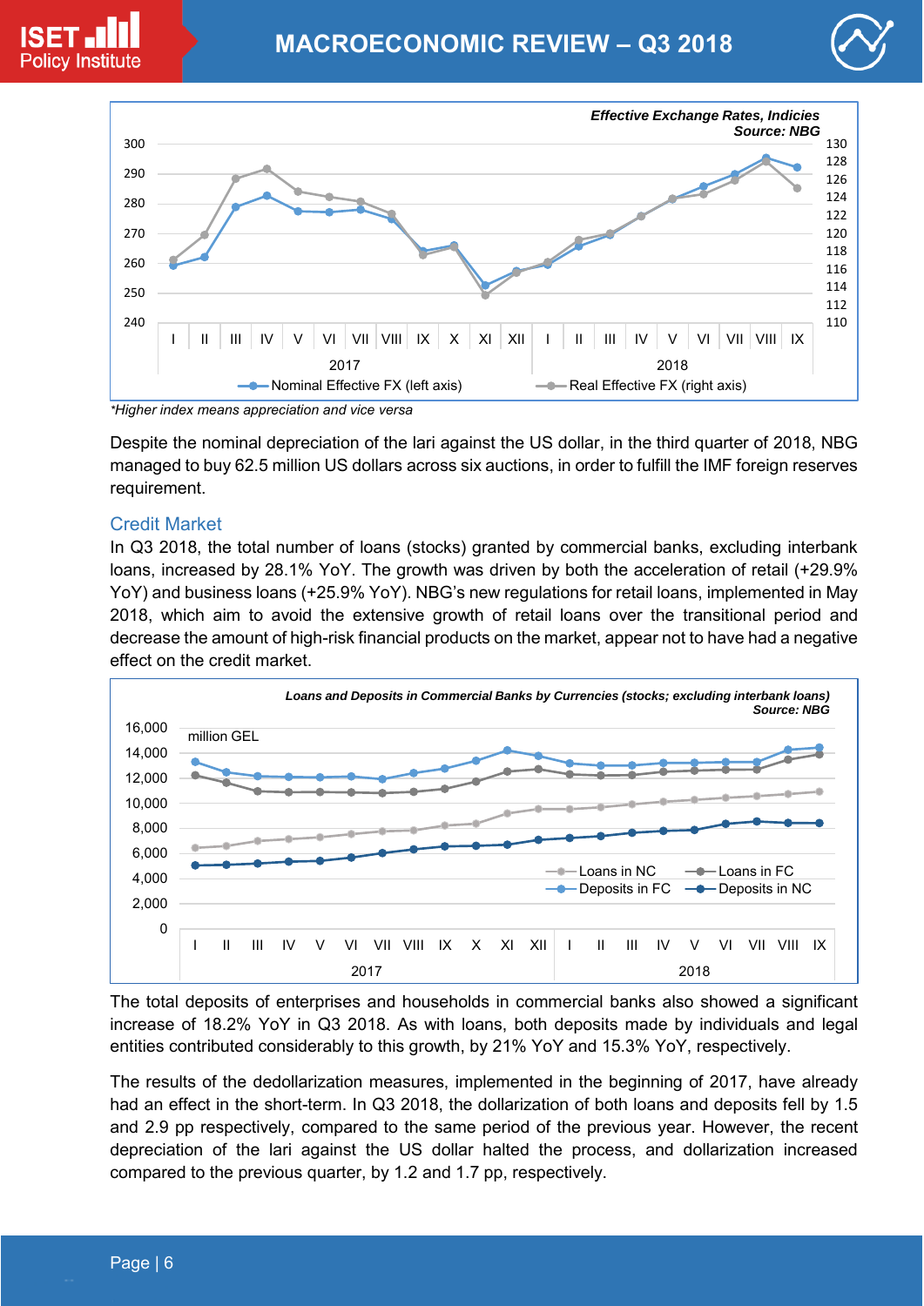*Effective Exchange Rates, Indicies*
*Source: NBG*

*\*Higher index means appreciation and vice versa*

Despite the nominal depreciation of the lari against the US dollar, in the third quarter of 2018, NBG managed to buy 62.5 million US dollars across six auctions, in order to fulfill the IMF foreign reserves requirement.

## Credit Market

In Q3 2018, the total number of loans (stocks) granted by commercial banks, excluding interbank loans, increased by 28.1% YoY. The growth was driven by both the acceleration of retail (+29.9% YoY) and business loans (+25.9% YoY). NBG's new regulations for retail loans, implemented in May 2018, which aim to avoid the extensive growth of retail loans over the transitional period and decrease the amount of high-risk financial products on the market, appear not to have had a negative effect on the credit market.

*Loans and Deposits in Commercial Banks by Currencies (stocks; excluding interbank loans)*
*Source: NBG*

The total deposits of enterprises and households in commercial banks also showed a significant increase of 18.2% YoY in Q3 2018. As with loans, both deposits made by individuals and legal entities contributed considerably to this growth, by 21% YoY and 15.3% YoY, respectively.

The results of the dedollarization measures, implemented in the beginning of 2017, have already had an effect in the short-term. In Q3 2018, the dollarization of both loans and deposits fell by 1.5 and 2.9 pp respectively, compared to the same period of the previous year. However, the recent depreciation of the lari against the US dollar halted the process, and dollarization increased compared to the previous quarter, by 1.2 and 1.7 pp, respectively.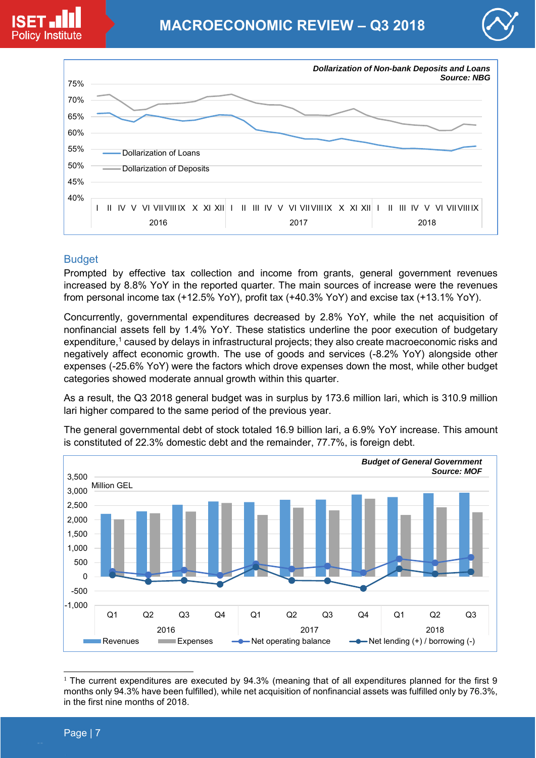Dollarization of Non-bank Deposits and Loans
Source: NBG

75%
70%
65%
60%
55%
50%
45%
40%

Dollarization of Loans
Dollarization of Deposits

I II IV V VI VII VIII IX X XI XII I II III IV V VI VII VIII IX X XI XII I II III IV V VI VII VIII IX

2016 2017 2018

## Budget

Prompted by effective tax collection and income from grants, general government revenues increased by 8.8% YoY in the reported quarter. The main sources of increase were the revenues from personal income tax (+12.5% YoY), profit tax (+40.3% YoY) and excise tax (+13.1% YoY).

Concurrently, governmental expenditures decreased by 2.8% YoY, while the net acquisition of nonfinancial assets fell by 1.4% YoY. These statistics underline the poor execution of budgetary expenditure,[1] caused by delays in infrastructural projects; they also create macroeconomic risks and negatively affect economic growth. The use of goods and services (-8.2% YoY) alongside other expenses (-25.6% YoY) were the factors which drove expenses down the most, while other budget categories showed moderate annual growth within this quarter.

As a result, the Q3 2018 general budget was in surplus by 173.6 million lari, which is 310.9 million lari higher compared to the same period of the previous year.

The general governmental debt of stock totaled 16.9 billion lari, a 6.9% YoY increase. This amount is constituted of 22.3% domestic debt and the remainder, 77.7%, is foreign debt.

Budget of General Government
Source: MOF

Million GEL

3,500
3,000
2,500
2,000
1,500
1,000
500
0
-500
-1,000

Q1 Q2 Q3 Q4 Q1 Q2 Q3 Q4 Q1 Q2 Q3

2016 2017 2018

Revenues
Expenses
Net operating balance
Net lending (+) / borrowing (-)

[1] The current expenditures are executed by 94.3% (meaning that of all expenditures planned for the first 9 months only 94.3% have been fulfilled), while net acquisition of nonfinancial assets was fulfilled only by 76.3%, in the first nine months of 2018.